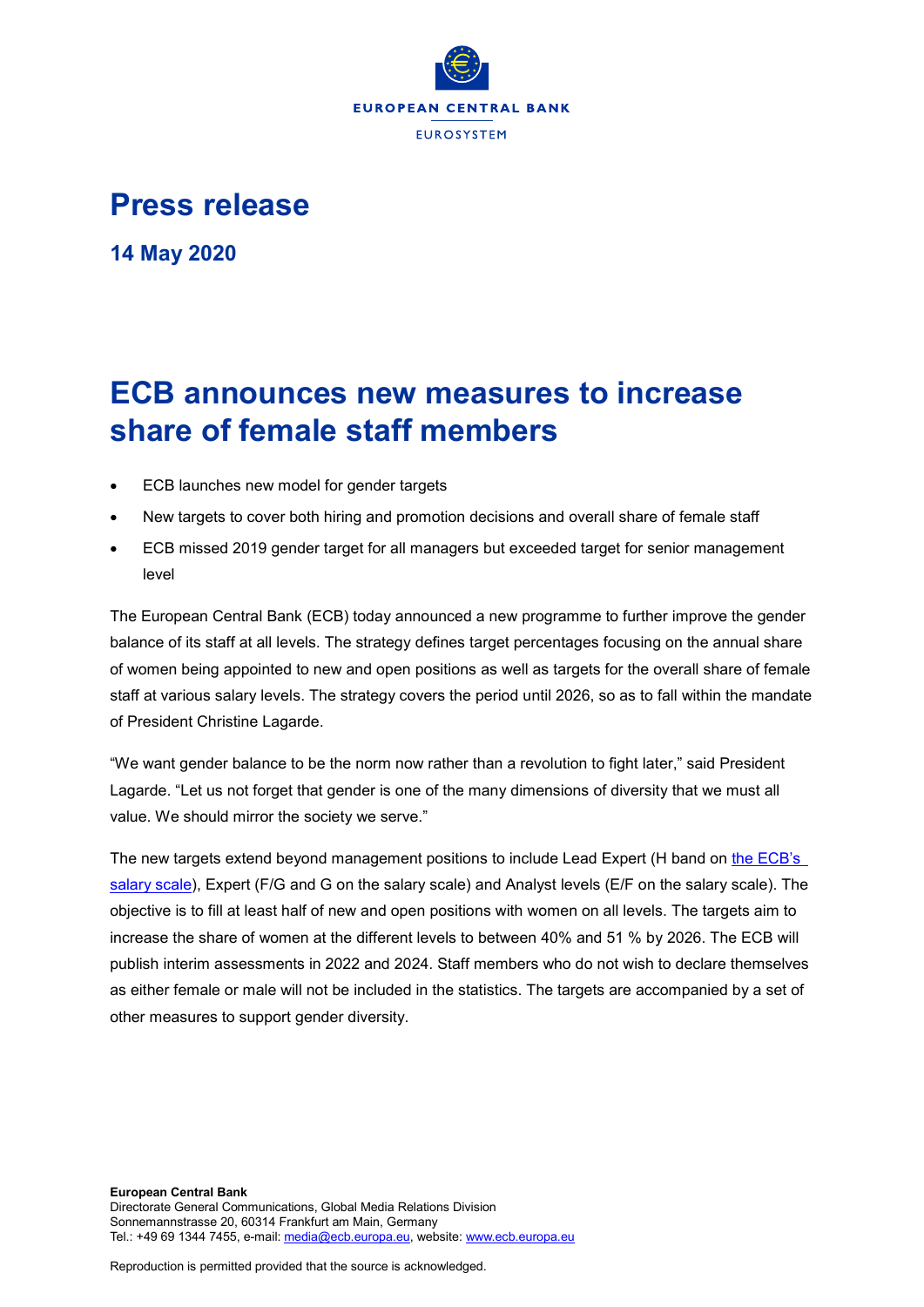EUROPEAN CENTRAL BANK

EUROSYSTEM

# Press release

**14 May 2020**

# ECB announces new measures to increase share of female staff members

- ECB launches new model for gender targets
- New targets to cover both hiring and promotion decisions and overall share of female staff
- ECB missed 2019 gender target for all managers but exceeded target for senior management level

The European Central Bank (ECB) today announced a new programme to further improve the gender balance of its staff at all levels. The strategy defines target percentages focusing on the annual share of women being appointed to new and open positions as well as targets for the overall share of female staff at various salary levels. The strategy covers the period until 2026, so as to fall within the mandate of President Christine Lagarde.

"We want gender balance to be the norm now rather than a revolution to fight later," said President Lagarde. "Let us not forget that gender is one of the many dimensions of diversity that we must all value. We should mirror the society we serve."

The new targets extend beyond management positions to include Lead Expert (H band on the ECB's salary scale), Expert (F/G and G on the salary scale) and Analyst levels (E/F on the salary scale). The objective is to fill at least half of new and open positions with women on all levels. The targets aim to increase the share of women at the different levels to between 40% and 51 % by 2026. The ECB will publish interim assessments in 2022 and 2024. Staff members who do not wish to declare themselves as either female or male will not be included in the statistics. The targets are accompanied by a set of other measures to support gender diversity.

**European Central Bank**
Directorate General Communications, Global Media Relations Division
Sonnemannstrasse 20, 60314 Frankfurt am Main, Germany
Tel.: +49 69 1344 7455, e-mail: media@ecb.europa.eu, website: www.ecb.europa.eu

Reproduction is permitted provided that the source is acknowledged.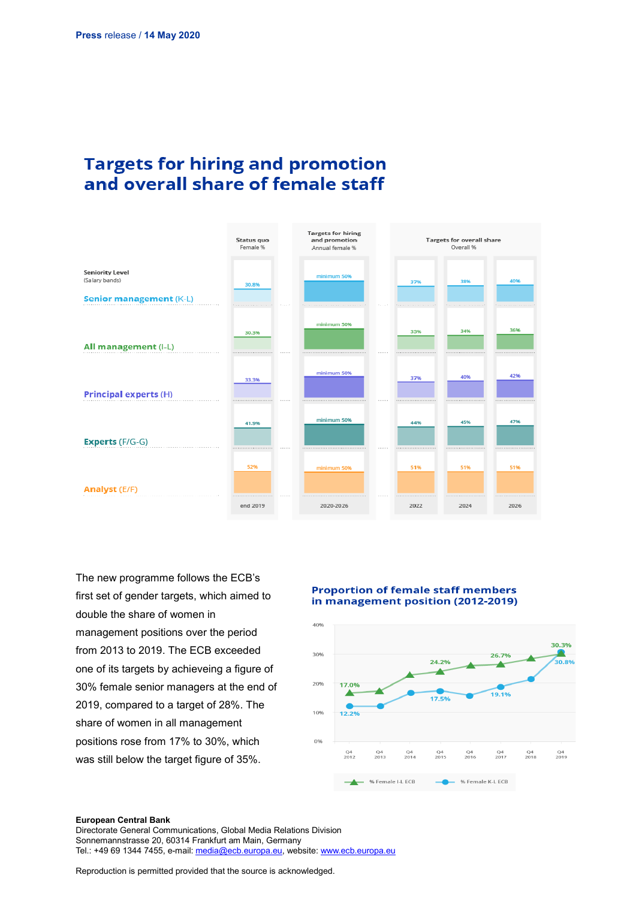Press release / 14 May 2020

## Targets for hiring and promotion and overall share of female staff

| Seniority Level (Salary bands) | Status quo Female % end 2019 | Targets for hiring and promotion Annual female % 2020-2026 | Targets for overall share Overall % 2022 | 2024 | 2026 |
|---|---|---|---|---|---|
| Senior management (K-L) | 30.8% | minimum 50% | 37% | 38% | 40% |
| All management (I-L) | 30.3% | minimum 50% | 33% | 34% | 36% |
| Principal experts (H) | 33.3% | minimum 50% | 37% | 40% | 42% |
| Experts (F/G-G) | 41.9% | minimum 50% | 44% | 45% | 47% |
| Analyst (E/F) | 52% | minimum 50% | 51% | 51% | 51% |

The new programme follows the ECB's first set of gender targets, which aimed to double the share of women in management positions over the period from 2013 to 2019. The ECB exceeded one of its targets by achieveing a figure of 30% female senior managers at the end of 2019, compared to a target of 28%. The share of women in all management positions rose from 17% to 30%, which was still below the target figure of 35%.

### Proportion of female staff members in management position (2012-2019)

| | Q4 2012 | Q4 2013 | Q4 2014 | Q4 2015 | Q4 2016 | Q4 2017 | Q4 2018 | Q4 2019 |
|---|---|---|---|---|---|---|---|---|
| % Female I-L ECB | 17.0% | | | 24.2% | | 26.7% | | 30.3% |
| % Female K-L ECB | 12.2% | | | 17.5% | | 19.1% | | 30.8% |

**European Central Bank**
Directorate General Communications, Global Media Relations Division
Sonnemannstrasse 20, 60314 Frankfurt am Main, Germany
Tel.: +49 69 1344 7455, e-mail: media@ecb.europa.eu, website: www.ecb.europa.eu

Reproduction is permitted provided that the source is acknowledged.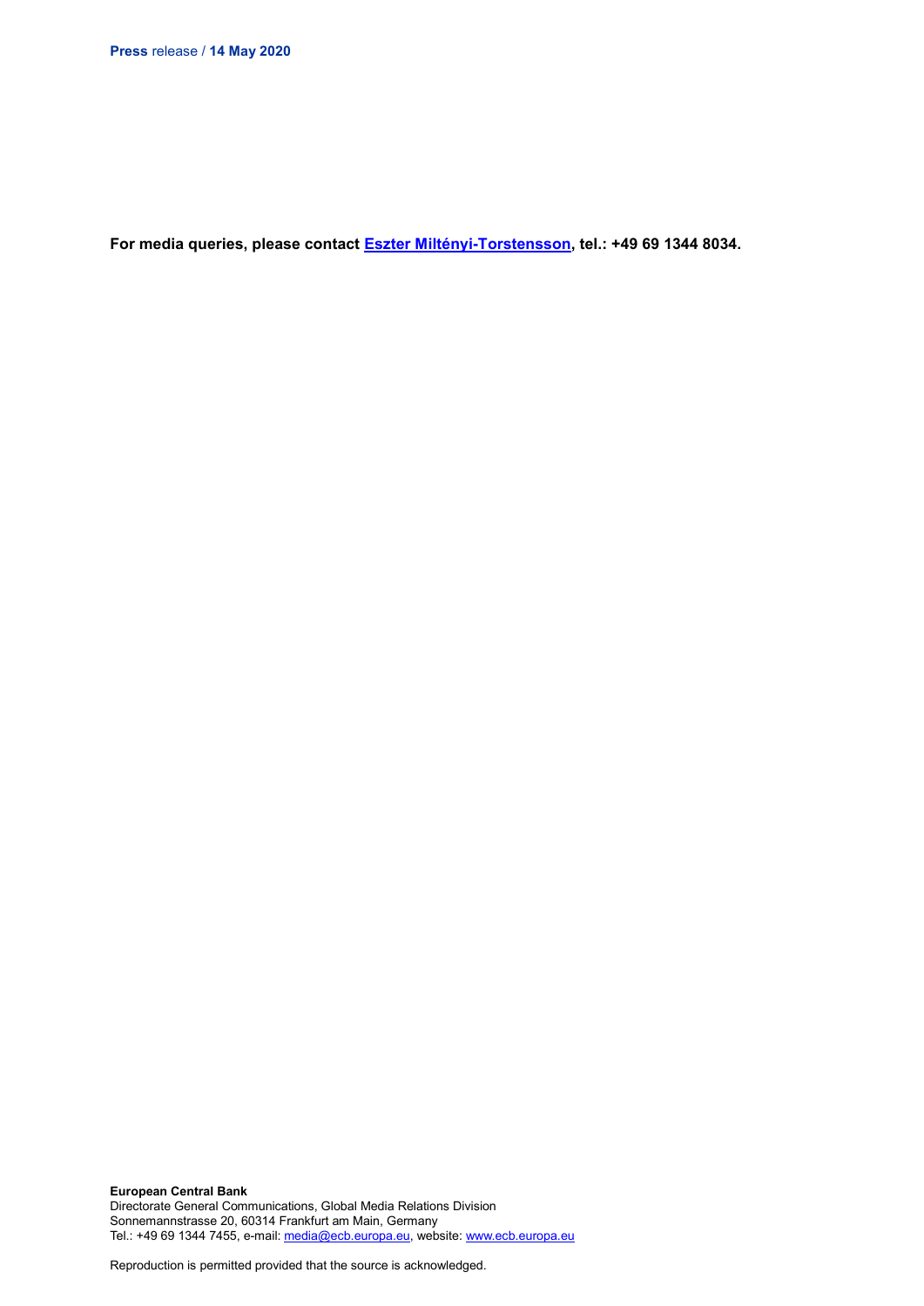**For media queries, please contact Eszter Miltényi-Torstensson, tel.: +49 69 1344 8034.**

**European Central Bank**
Directorate General Communications, Global Media Relations Division
Sonnemannstrasse 20, 60314 Frankfurt am Main, Germany
Tel.: +49 69 1344 7455, e-mail: media@ecb.europa.eu, website: www.ecb.europa.eu

Reproduction is permitted provided that the source is acknowledged.